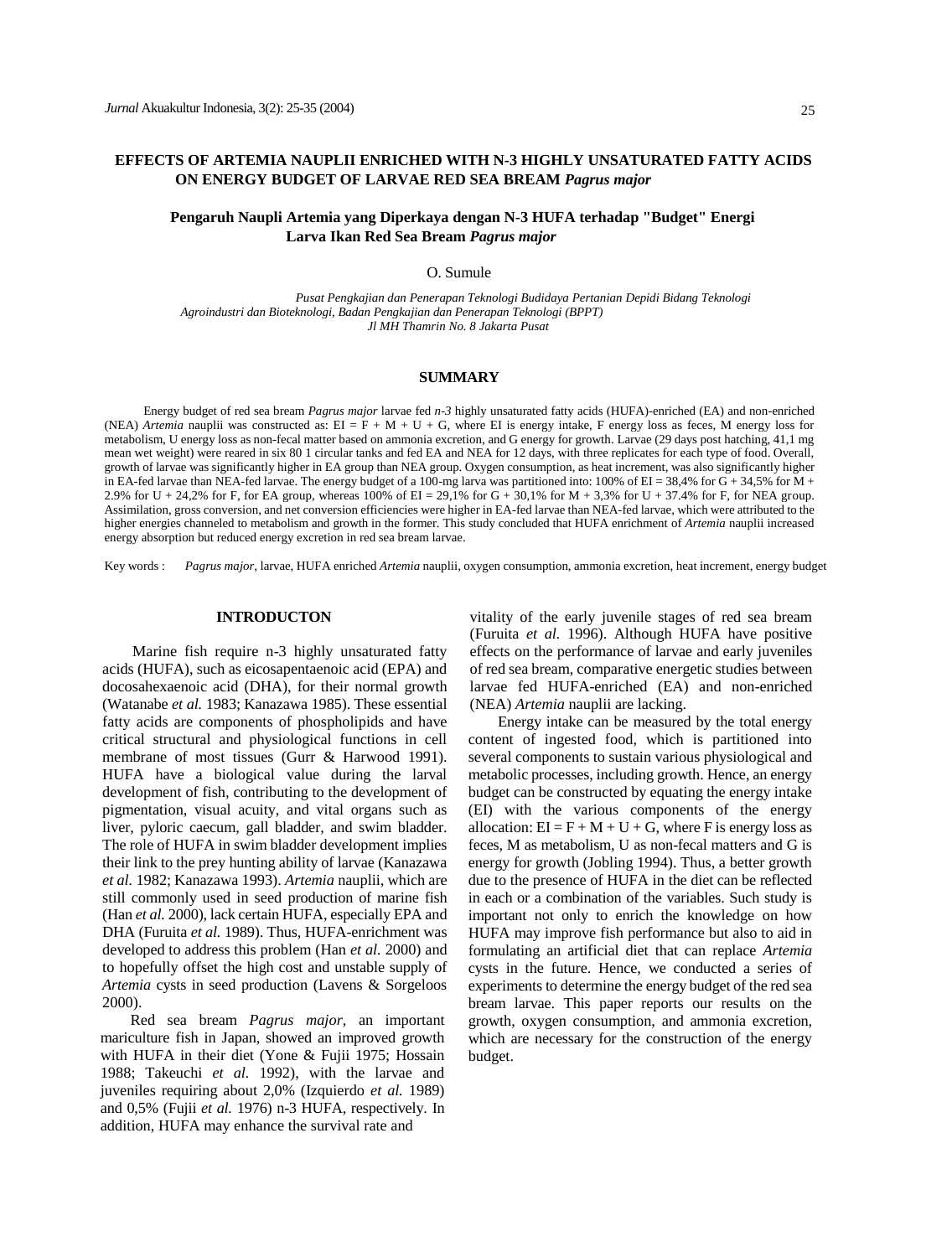# EFFECTS OF ARTEMIA NAUPLII ENRICHED WITH N-3 HIGHLY UNSATURATED FATTY ACIDS ON ENERGY BUDGET OF LARVAE RED SEA BREAM *Pagrus major*

## Pengaruh Naupli Artemia yang Diperkaya dengan N-3 HUFA terhadap "Budget" Energi Larva Ikan Red Sea Bream *Pagrus major*

O. Sumule

*Pusat Pengkajian dan Penerapan Teknologi Budidaya Pertanian Depidi Bidang Teknologi Agroindustri dan Bioteknologi, Badan Pengkajian dan Penerapan Teknologi (BPPT)*
*Jl MH Thamrin No. 8 Jakarta Pusat*

## SUMMARY

Energy budget of red sea bream *Pagrus major* larvae fed *n-3* highly unsaturated fatty acids (HUFA)-enriched (EA) and non-enriched (NEA) *Artemia* nauplii was constructed as: EI = F + M + U + G, where EI is energy intake, F energy loss as feces, M energy loss for metabolism, U energy loss as non-fecal matter based on ammonia excretion, and G energy for growth. Larvae (29 days post hatching, 41,1 mg mean wet weight) were reared in six 80 1 circular tanks and fed EA and NEA for 12 days, with three replicates for each type of food. Overall, growth of larvae was significantly higher in EA group than NEA group. Oxygen consumption, as heat increment, was also significantly higher in EA-fed larvae than NEA-fed larvae. The energy budget of a 100-mg larva was partitioned into: 100% of EI = 38,4% for G + 34,5% for M + 2.9% for U + 24,2% for F, for EA group, whereas 100% of EI = 29,1% for G + 30,1% for M + 3,3% for U + 37.4% for F, for NEA group. Assimilation, gross conversion, and net conversion efficiencies were higher in EA-fed larvae than NEA-fed larvae, which were attributed to the higher energies channeled to metabolism and growth in the former. This study concluded that HUFA enrichment of *Artemia* nauplii increased energy absorption but reduced energy excretion in red sea bream larvae.

Key words : *Pagrus major*, larvae, HUFA enriched *Artemia* nauplii, oxygen consumption, ammonia excretion, heat increment, energy budget

## INTRODUCTON

Marine fish require n-3 highly unsaturated fatty acids (HUFA), such as eicosapentaenoic acid (EPA) and docosahexaenoic acid (DHA), for their normal growth (Watanabe *et al.* 1983; Kanazawa 1985). These essential fatty acids are components of phospholipids and have critical structural and physiological functions in cell membrane of most tissues (Gurr & Harwood 1991). HUFA have a biological value during the larval development of fish, contributing to the development of pigmentation, visual acuity, and vital organs such as liver, pyloric caecum, gall bladder, and swim bladder. The role of HUFA in swim bladder development implies their link to the prey hunting ability of larvae (Kanazawa *et al.* 1982; Kanazawa 1993). *Artemia* nauplii, which are still commonly used in seed production of marine fish (Han *et al.* 2000), lack certain HUFA, especially EPA and DHA (Furuita *et al.* 1989). Thus, HUFA-enrichment was developed to address this problem (Han *et al.* 2000) and to hopefully offset the high cost and unstable supply of *Artemia* cysts in seed production (Lavens & Sorgeloos 2000).

Red sea bream *Pagrus major,* an important mariculture fish in Japan, showed an improved growth with HUFA in their diet (Yone & Fujii 1975; Hossain 1988; Takeuchi *et al.* 1992), with the larvae and juveniles requiring about 2,0% (Izquierdo *et al.* 1989) and 0,5% (Fujii *et al.* 1976) n-3 HUFA, respectively. In addition, HUFA may enhance the survival rate and vitality of the early juvenile stages of red sea bream (Furuita *et al.* 1996). Although HUFA have positive effects on the performance of larvae and early juveniles of red sea bream, comparative energetic studies between larvae fed HUFA-enriched (EA) and non-enriched (NEA) *Artemia* nauplii are lacking.

Energy intake can be measured by the total energy content of ingested food, which is partitioned into several components to sustain various physiological and metabolic processes, including growth. Hence, an energy budget can be constructed by equating the energy intake (EI) with the various components of the energy allocation: EI = F + M + U + G, where F is energy loss as feces, M as metabolism, U as non-fecal matters and G is energy for growth (Jobling 1994). Thus, a better growth due to the presence of HUFA in the diet can be reflected in each or a combination of the variables. Such study is important not only to enrich the knowledge on how HUFA may improve fish performance but also to aid in formulating an artificial diet that can replace *Artemia* cysts in the future. Hence, we conducted a series of experiments to determine the energy budget of the red sea bream larvae. This paper reports our results on the growth, oxygen consumption, and ammonia excretion, which are necessary for the construction of the energy budget.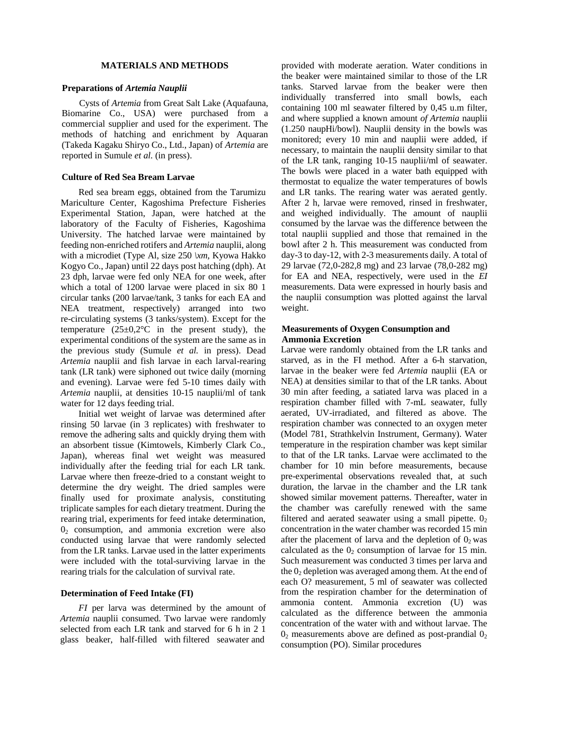## MATERIALS AND METHODS

### Preparations of *Artemia Nauplii*

Cysts of *Artemia* from Great Salt Lake (Aquafauna, Biomarine Co., USA) were purchased from a commercial supplier and used for the experiment. The methods of hatching and enrichment by Aquaran (Takeda Kagaku Shiryo Co., Ltd., Japan) of *Artemia* are reported in Sumule *et al.* (in press).

### Culture of Red Sea Bream Larvae

Red sea bream eggs, obtained from the Tarumizu Mariculture Center, Kagoshima Prefecture Fisheries Experimental Station, Japan, were hatched at the laboratory of the Faculty of Fisheries, Kagoshima University. The hatched larvae were maintained by feeding non-enriched rotifers and *Artemia* nauplii, along with a microdiet (Type Al, size 250 \xm, Kyowa Hakko Kogyo Co., Japan) until 22 days post hatching (dph). At 23 dph, larvae were fed only NEA for one week, after which a total of 1200 larvae were placed in six 80 1 circular tanks (200 larvae/tank, 3 tanks for each EA and NEA treatment, respectively) arranged into two re-circulating systems (3 tanks/system). Except for the temperature (25±0,2°C in the present study), the experimental conditions of the system are the same as in the previous study (Sumule *et al.* in press). Dead *Artemia* nauplii and fish larvae in each larval-rearing tank (LR tank) were siphoned out twice daily (morning and evening). Larvae were fed 5-10 times daily with *Artemia* nauplii, at densities 10-15 nauplii/ml of tank water for 12 days feeding trial.

Initial wet weight of larvae was determined after rinsing 50 larvae (in 3 replicates) with freshwater to remove the adhering salts and quickly drying them with an absorbent tissue (Kimtowels, Kimberly Clark Co., Japan), whereas final wet weight was measured individually after the feeding trial for each LR tank. Larvae where then freeze-dried to a constant weight to determine the dry weight. The dried samples were finally used for proximate analysis, constituting triplicate samples for each dietary treatment. During the rearing trial, experiments for feed intake determination, $0_2$ consumption, and ammonia excretion were also conducted using larvae that were randomly selected from the LR tanks. Larvae used in the latter experiments were included with the total-surviving larvae in the rearing trials for the calculation of survival rate.

### Determination of Feed Intake (FI)

*FI* per larva was determined by the amount of *Artemia* nauplii consumed. Two larvae were randomly selected from each LR tank and starved for 6 h in 2 1 glass beaker, half-filled with filtered seawater and provided with moderate aeration. Water conditions in the beaker were maintained similar to those of the LR tanks. Starved larvae from the beaker were then individually transferred into small bowls, each containing 100 ml seawater filtered by 0,45 u.m filter, and where supplied a known amount *of Artemia* nauplii (1.250 naupHi/bowl). Nauplii density in the bowls was monitored; every 10 min and nauplii were added, if necessary, to maintain the nauplii density similar to that of the LR tank, ranging 10-15 nauplii/ml of seawater. The bowls were placed in a water bath equipped with thermostat to equalize the water temperatures of bowls and LR tanks. The rearing water was aerated gently. After 2 h, larvae were removed, rinsed in freshwater, and weighed individually. The amount of nauplii consumed by the larvae was the difference between the total nauplii supplied and those that remained in the bowl after 2 h. This measurement was conducted from day-3 to day-12, with 2-3 measurements daily. A total of 29 larvae (72,0-282,8 mg) and 23 larvae (78,0-282 mg) for EA and NEA, respectively, were used in the *EI* measurements. Data were expressed in hourly basis and the nauplii consumption was plotted against the larval weight.

### Measurements of Oxygen Consumption and Ammonia Excretion

Larvae were randomly obtained from the LR tanks and starved, as in the FI method. After a 6-h starvation, larvae in the beaker were fed *Artemia* nauplii (EA or NEA) at densities similar to that of the LR tanks. About 30 min after feeding, a satiated larva was placed in a respiration chamber filled with 7-mL seawater, fully aerated, UV-irradiated, and filtered as above. The respiration chamber was connected to an oxygen meter (Model 781, Strathkelvin Instrument, Germany). Water temperature in the respiration chamber was kept similar to that of the LR tanks. Larvae were acclimated to the chamber for 10 min before measurements, because pre-experimental observations revealed that, at such duration, the larvae in the chamber and the LR tank showed similar movement patterns. Thereafter, water in the chamber was carefully renewed with the same filtered and aerated seawater using a small pipette. $0_2$ concentration in the water chamber was recorded 15 min after the placement of larva and the depletion of $0_2$ was calculated as the $0_2$ consumption of larvae for 15 min. Such measurement was conducted 3 times per larva and the $0_2$ depletion was averaged among them. At the end of each O? measurement, 5 ml of seawater was collected from the respiration chamber for the determination of ammonia content. Ammonia excretion (U) was calculated as the difference between the ammonia concentration of the water with and without larvae. The $0_2$ measurements above are defined as post-prandial $0_2$ consumption (PO). Similar procedures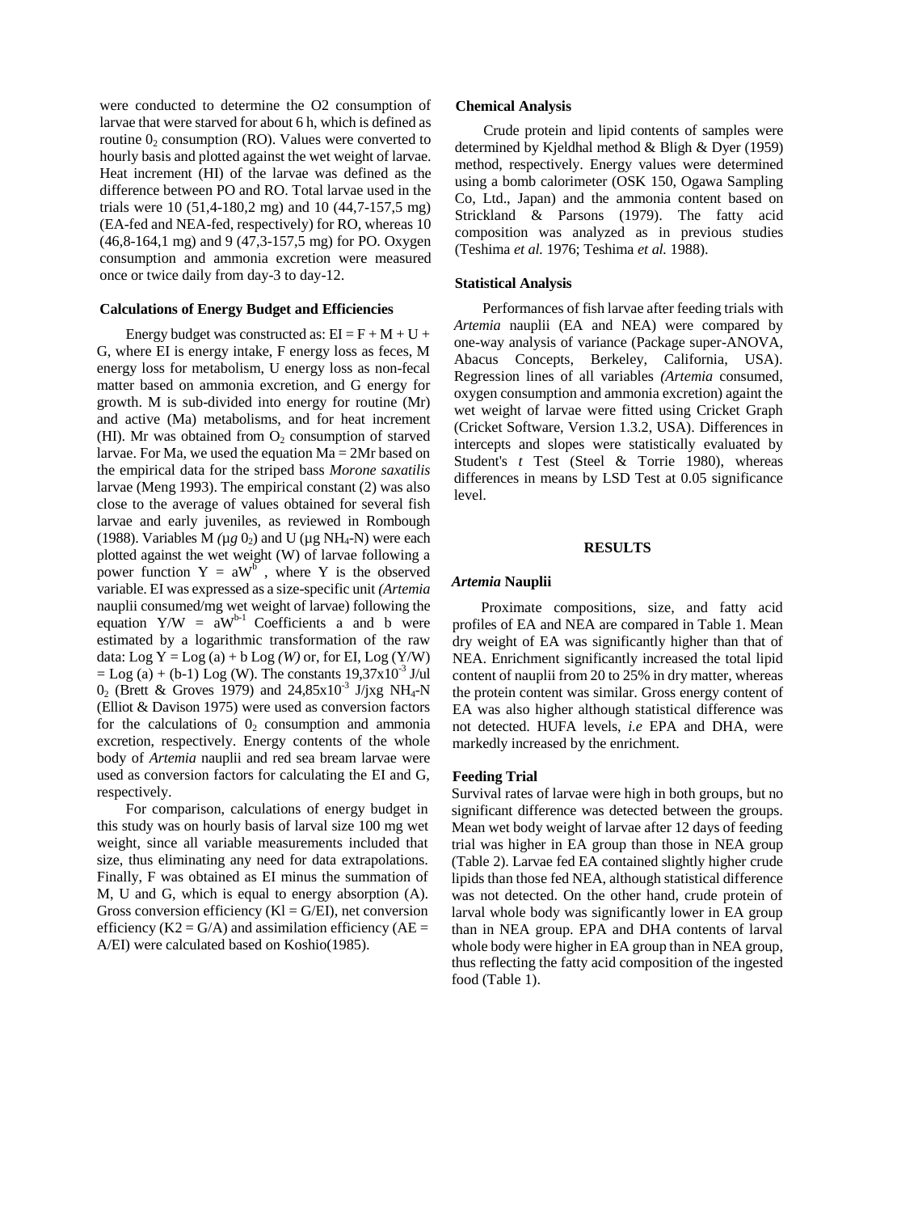were conducted to determine the O2 consumption of larvae that were starved for about 6 h, which is defined as routine $0_2$ consumption (RO). Values were converted to hourly basis and plotted against the wet weight of larvae. Heat increment (HI) of the larvae was defined as the difference between PO and RO. Total larvae used in the trials were 10 (51,4-180,2 mg) and 10 (44,7-157,5 mg) (EA-fed and NEA-fed, respectively) for RO, whereas 10 (46,8-164,1 mg) and 9 (47,3-157,5 mg) for PO. Oxygen consumption and ammonia excretion were measured once or twice daily from day-3 to day-12.

### Calculations of Energy Budget and Efficiencies

Energy budget was constructed as: $EI = F + M + U + G$, where EI is energy intake, F energy loss as feces, M energy loss for metabolism, U energy loss as non-fecal matter based on ammonia excretion, and G energy for growth. M is sub-divided into energy for routine (Mr) and active (Ma) metabolisms, and for heat increment (HI). Mr was obtained from $O_2$ consumption of starved larvae. For Ma, we used the equation $Ma = 2Mr$ based on the empirical data for the striped bass *Morone saxatilis* larvae (Meng 1993). The empirical constant (2) was also close to the average of values obtained for several fish larvae and early juveniles, as reviewed in Rombough (1988). Variables M *(*µ*g* $0_2$) and U (µg $NH_4$-N) were each plotted against the wet weight (W) of larvae following a power function $Y = aW^b$ , where Y is the observed variable. EI was expressed as a size-specific unit *(Artemia* nauplii consumed/mg wet weight of larvae) following the equation $Y/W = aW^{b-1}$ Coefficients a and b were estimated by a logarithmic transformation of the raw data: $\text{Log } Y = \text{Log } (a) + b \text{ Log } (W)$ or, for EI, $\text{Log } (Y/W) = \text{Log } (a) + (b-1) \text{ Log } (W)$. The constants $19{,}37 \times 10^{-3}$ J/ul $0_2$ (Brett & Groves 1979) and $24{,}85 \times 10^{-3}$ J/jxg $NH_4$-N (Elliot & Davison 1975) were used as conversion factors for the calculations of $0_2$ consumption and ammonia excretion, respectively. Energy contents of the whole body of *Artemia* nauplii and red sea bream larvae were used as conversion factors for calculating the EI and G, respectively.

For comparison, calculations of energy budget in this study was on hourly basis of larval size 100 mg wet weight, since all variable measurements included that size, thus eliminating any need for data extrapolations. Finally, F was obtained as EI minus the summation of M, U and G, which is equal to energy absorption (A). Gross conversion efficiency ($Kl = G/EI$), net conversion efficiency ($K2 = G/A$) and assimilation efficiency ($AE = A/EI$) were calculated based on Koshio(1985).

### Chemical Analysis

Crude protein and lipid contents of samples were determined by Kjeldhal method & Bligh & Dyer (1959) method, respectively. Energy values were determined using a bomb calorimeter (OSK 150, Ogawa Sampling Co, Ltd., Japan) and the ammonia content based on Strickland & Parsons (1979). The fatty acid composition was analyzed as in previous studies (Teshima *et al.* 1976; Teshima *et al.* 1988).

### Statistical Analysis

Performances of fish larvae after feeding trials with *Artemia* nauplii (EA and NEA) were compared by one-way analysis of variance (Package super-ANOVA, Abacus Concepts, Berkeley, California, USA). Regression lines of all variables *(Artemia* consumed, oxygen consumption and ammonia excretion) againt the wet weight of larvae were fitted using Cricket Graph (Cricket Software, Version 1.3.2, USA). Differences in intercepts and slopes were statistically evaluated by Student's *t* Test (Steel & Torrie 1980), whereas differences in means by LSD Test at 0.05 significance level.

## RESULTS

### *Artemia* Nauplii

Proximate compositions, size, and fatty acid profiles of EA and NEA are compared in Table 1. Mean dry weight of EA was significantly higher than that of NEA. Enrichment significantly increased the total lipid content of nauplii from 20 to 25% in dry matter, whereas the protein content was similar. Gross energy content of EA was also higher although statistical difference was not detected. HUFA levels, *i.e* EPA and DHA, were markedly increased by the enrichment.

### Feeding Trial

Survival rates of larvae were high in both groups, but no significant difference was detected between the groups. Mean wet body weight of larvae after 12 days of feeding trial was higher in EA group than those in NEA group (Table 2). Larvae fed EA contained slightly higher crude lipids than those fed NEA, although statistical difference was not detected. On the other hand, crude protein of larval whole body was significantly lower in EA group than in NEA group. EPA and DHA contents of larval whole body were higher in EA group than in NEA group, thus reflecting the fatty acid composition of the ingested food (Table 1).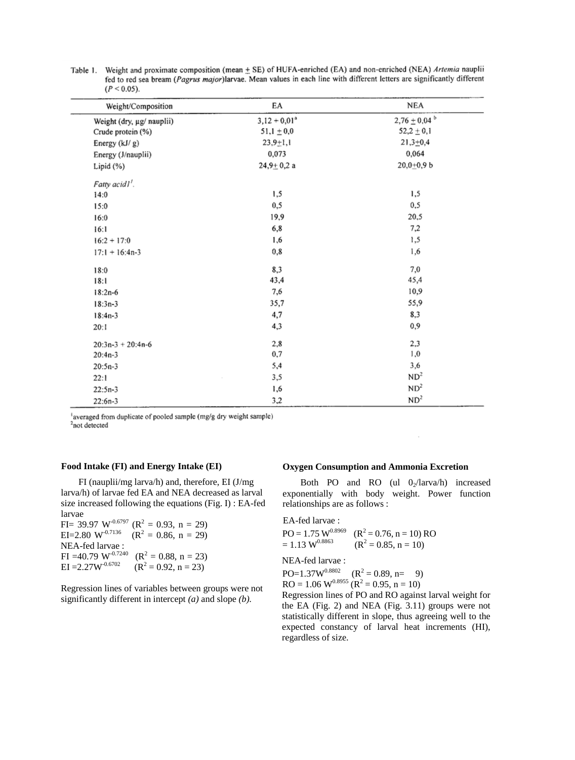Table 1. Weight and proximate composition (mean ± SE) of HUFA-enriched (EA) and non-enriched (NEA) *Artemia* nauplii fed to red sea bream (*Pagrus major*)larvae. Mean values in each line with different letters are significantly different ($P < 0.05$).

| Weight/Composition | EA | NEA |
|---|---|---|
| Weight (dry, µg/ nauplii) | 3,12 + 0,01[a] | 2,76 ± 0,04 [b] |
| Crude protein (%) | 51,1 ± 0,0 | 52,2 ± 0,1 |
| Energy (kJ/ g) | 23,9±1,1 | 21,3±0,4 |
| Energy (J/nauplii) | 0,073 | 0,064 |
| Lipid (%) | 24,9± 0,2 a | 20,0±0,9 b |
| *Fatty acid1*[1]. | | |
| 14:0 | 1,5 | 1,5 |
| 15:0 | 0,5 | 0,5 |
| 16:0 | 19,9 | 20,5 |
| 16:1 | 6,8 | 7,2 |
| 16:2 + 17:0 | 1,6 | 1,5 |
| 17:1 + 16:4n-3 | 0,8 | 1,6 |
| 18:0 | 8,3 | 7,0 |
| 18:1 | 43,4 | 45,4 |
| 18:2n-6 | 7,6 | 10,9 |
| 18:3n-3 | 35,7 | 55,9 |
| 18:4n-3 | 4,7 | 8,3 |
| 20:1 | 4,3 | 0,9 |
| 20:3n-3 + 20:4n-6 | 2,8 | 2,3 |
| 20:4n-3 | 0,7 | 1,0 |
| 20:5n-3 | 5,4 | 3,6 |
| 22:1 | 3,5 | ND[2] |
| 22:5n-3 | 1,6 | ND[2] |
| 22:6n-3 | 3,2 | ND[2] |

[1]averaged from duplicate of pooled sample (mg/g dry weight sample)
[2]not detected

**Food Intake (FI) and Energy Intake (EI)**

FI (nauplii/mg larva/h) and, therefore, EI (J/mg larva/h) of larvae fed EA and NEA decreased as larval size increased following the equations (Fig. I) : EA-fed larvae

$FI = 39.97\ W^{-0.6797}$ ($R^2$ = 0.93, n = 29)
$EI = 2.80\ W^{-0.7136}$ ($R^2$ = 0.86, n = 29)

NEA-fed larvae :

$FI = 40.79\ W^{-0.7240}$ ($R^2$ = 0.88, n = 23)
$EI = 2.27W^{-0.6702}$ ($R^2$ = 0.92, n = 23)

Regression lines of variables between groups were not significantly different in intercept *(a)* and slope *(b).*

**Oxygen Consumption and Ammonia Excretion**

Both PO and RO (ul $0_2$/larva/h) increased exponentially with body weight. Power function relationships are as follows :

EA-fed larvae :

$PO = 1.75\ W^{0.8969}$ ($R^2$ = 0.76, n = 10) $RO = 1.13\ W^{0.8863}$ ($R^2$ = 0.85, n = 10)

NEA-fed larvae :

$PO = 1.37W^{0.8802}$ ($R^2$ = 0.89, n= 9)
$RO = 1.06\ W^{0.8955}$ ($R^2$ = 0.95, n = 10)

Regression lines of PO and RO against larval weight for the EA (Fig. 2) and NEA (Fig. 3.11) groups were not statistically different in slope, thus agreeing well to the expected constancy of larval heat increments (HI), regardless of size.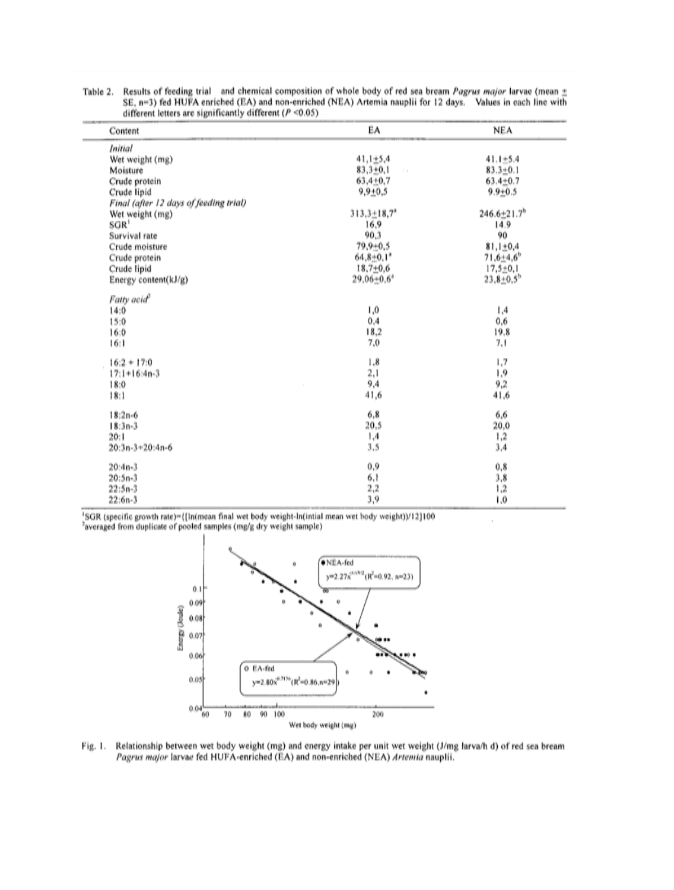Table 2. Results of feeding trial and chemical composition of whole body of red sea bream *Pagrus major* larvae (mean ± SE, n=3) fed HUFA enriched (EA) and non-enriched (NEA) Artemia nauplii for 12 days. Values in each line with different letters are significantly different ($P$ <0.05)

| Content | EA | NEA |
|---|---|---|
| *Initial* | | |
| Wet weight (mg) | 41,1±5,4 | 41.1±5.4 |
| Moisture | 83,3±0,1 | 83.3±0.1 |
| Crude protein | 63,4±0,7 | 63.4±0.7 |
| Crude lipid | 9,9±0,5 | 9.9±0.5 |
| *Final (after 12 days of feeding trial)* | | |
| Wet weight (mg) | 313,3±18,7[a] | 246.6±21.7[b] |
| SGR[1] | 16,9 | 14.9 |
| Survival rate | 90,3 | 90 |
| Crude moisture | 79,9±0,5 | 81,1±0,4 |
| Crude protein | 64,8±0,1[a] | 71,6±4,6[b] |
| Crude lipid | 18,7±0,6 | 17,5±0,1 |
| Energy content(kJ/g) | 29,06±0,6[a] | 23,8±0,5[b] |
| *Fatty acid*[2] | | |
| 14:0 | 1,0 | 1,4 |
| 15:0 | 0,4 | 0,6 |
| 16:0 | 18,2 | 19,8 |
| 16:1 | 7,0 | 7,1 |
| 16:2 + 17:0 | 1,8 | 1,7 |
| 17:1+16:4n-3 | 2,1 | 1,9 |
| 18:0 | 9,4 | 9,2 |
| 18:1 | 41,6 | 41,6 |
| 18:2n-6 | 6,8 | 6,6 |
| 18:3n-3 | 20,5 | 20,0 |
| 20:1 | 1,4 | 1,2 |
| 20:3n-3+20:4n-6 | 3,5 | 3,4 |
| 20:4n-3 | 0,9 | 0,8 |
| 20:5n-3 | 6,1 | 3,8 |
| 22:5n-3 | 2,2 | 1,2 |
| 22:6n-3 | 3,9 | 1,0 |

[1]SGR (specific growth rate)={[ln(mean final wet body weight-ln(intial mean wet body weight))/12]100

[2]averaged from duplicate of pooled samples (mg/g dry weight sample)

Fig. 1. Relationship between wet body weight (mg) and energy intake per unit wet weight (J/mg larva/h d) of red sea bream *Pagrus major* larvae fed HUFA-enriched (EA) and non-enriched (NEA) *Artemia* nauplii.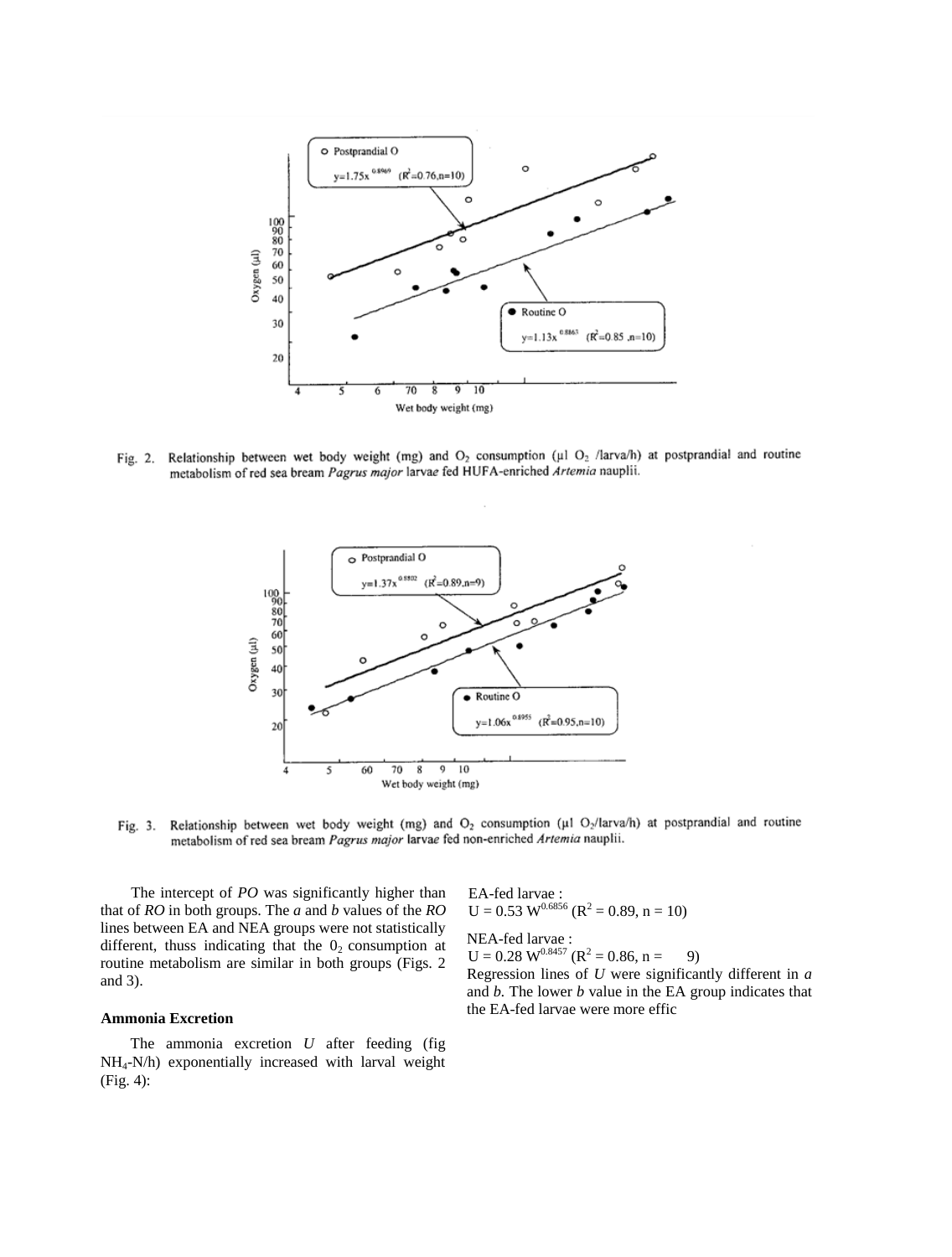Fig. 2. Relationship between wet body weight (mg) and $O_2$ consumption (µl $O_2$ /larva/h) at postprandial and routine metabolism of red sea bream *Pagrus major* larvae fed HUFA-enriched *Artemia* nauplii.

Fig. 3. Relationship between wet body weight (mg) and $O_2$ consumption (µl $O_2$/larva/h) at postprandial and routine metabolism of red sea bream *Pagrus major* larvae fed non-enriched *Artemia* nauplii.

The intercept of *PO* was significantly higher than that of *RO* in both groups. The *a* and *b* values of the *RO* lines between EA and NEA groups were not statistically different, thuss indicating that the $0_2$ consumption at routine metabolism are similar in both groups (Figs. 2 and 3).

**Ammonia Excretion**

The ammonia excretion *U* after feeding (fig $NH_4$-N/h) exponentially increased with larval weight (Fig. 4):

EA-fed larvae :
$U = 0.53\ W^{0.6856}$ ($R^2 = 0.89$, n = 10)

NEA-fed larvae :
$U = 0.28\ W^{0.8457}$ ($R^2 = 0.86$, n = 9)

Regression lines of *U* were significantly different in *a* and *b*. The lower *b* value in the EA group indicates that the EA-fed larvae were more effic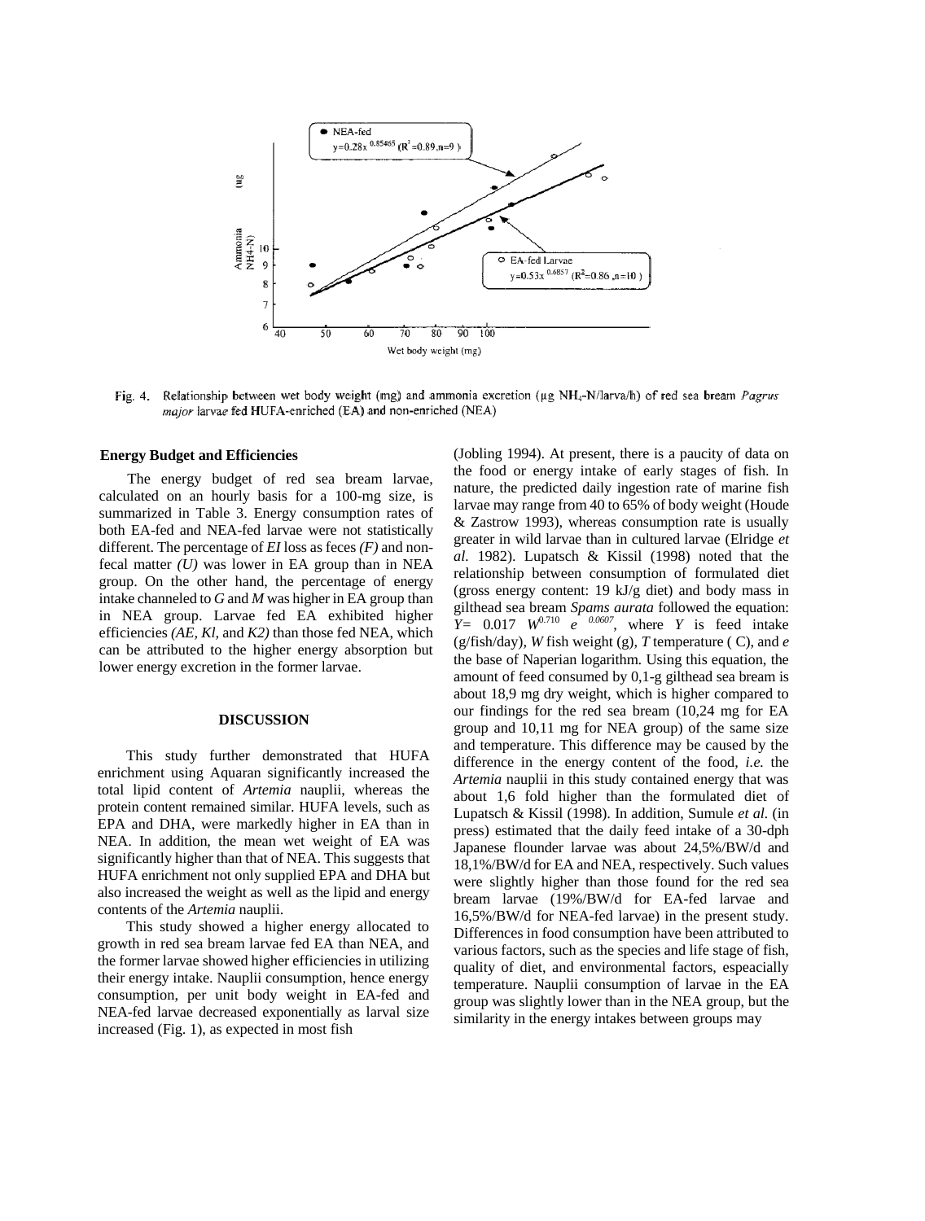Fig. 4. Relationship between wet body weight (mg) and ammonia excretion (μg $NH_4$-N/larva/h) of red sea bream *Pagrus major* larvae fed HUFA-enriched (EA) and non-enriched (NEA)

**Energy Budget and Efficiencies**

The energy budget of red sea bream larvae, calculated on an hourly basis for a 100-mg size, is summarized in Table 3. Energy consumption rates of both EA-fed and NEA-fed larvae were not statistically different. The percentage of *EI* loss as feces *(F)* and non-fecal matter *(U)* was lower in EA group than in NEA group. On the other hand, the percentage of energy intake channeled to *G* and *M* was higher in EA group than in NEA group. Larvae fed EA exhibited higher efficiencies *(AE, Kl,* and *K2)* than those fed NEA, which can be attributed to the higher energy absorption but lower energy excretion in the former larvae.

## DISCUSSION

This study further demonstrated that HUFA enrichment using Aquaran significantly increased the total lipid content of *Artemia* nauplii, whereas the protein content remained similar. HUFA levels, such as EPA and DHA, were markedly higher in EA than in NEA. In addition, the mean wet weight of EA was significantly higher than that of NEA. This suggests that HUFA enrichment not only supplied EPA and DHA but also increased the weight as well as the lipid and energy contents of the *Artemia* nauplii.

This study showed a higher energy allocated to growth in red sea bream larvae fed EA than NEA, and the former larvae showed higher efficiencies in utilizing their energy intake. Nauplii consumption, hence energy consumption, per unit body weight in EA-fed and NEA-fed larvae decreased exponentially as larval size increased (Fig. 1), as expected in most fish (Jobling 1994). At present, there is a paucity of data on the food or energy intake of early stages of fish. In nature, the predicted daily ingestion rate of marine fish larvae may range from 40 to 65% of body weight (Houde & Zastrow 1993), whereas consumption rate is usually greater in wild larvae than in cultured larvae (Elridge *et al.* 1982). Lupatsch & Kissil (1998) noted that the relationship between consumption of formulated diet (gross energy content: 19 kJ/g diet) and body mass in gilthead sea bream *Spams aurata* followed the equation: $Y = 0.017\ W^{0.710}\ e^{\ 0.0607}$, where *Y* is feed intake (g/fish/day), *W* fish weight (g), *T* temperature ( C), and *e* the base of Naperian logarithm. Using this equation, the amount of feed consumed by 0,1-g gilthead sea bream is about 18,9 mg dry weight, which is higher compared to our findings for the red sea bream (10,24 mg for EA group and 10,11 mg for NEA group) of the same size and temperature. This difference may be caused by the difference in the energy content of the food, *i.e.* the *Artemia* nauplii in this study contained energy that was about 1,6 fold higher than the formulated diet of Lupatsch & Kissil (1998). In addition, Sumule *et al.* (in press) estimated that the daily feed intake of a 30-dph Japanese flounder larvae was about 24,5%/BW/d and 18,1%/BW/d for EA and NEA, respectively. Such values were slightly higher than those found for the red sea bream larvae (19%/BW/d for EA-fed larvae and 16,5%/BW/d for NEA-fed larvae) in the present study. Differences in food consumption have been attributed to various factors, such as the species and life stage of fish, quality of diet, and environmental factors, espeacially temperature. Nauplii consumption of larvae in the EA group was slightly lower than in the NEA group, but the similarity in the energy intakes between groups may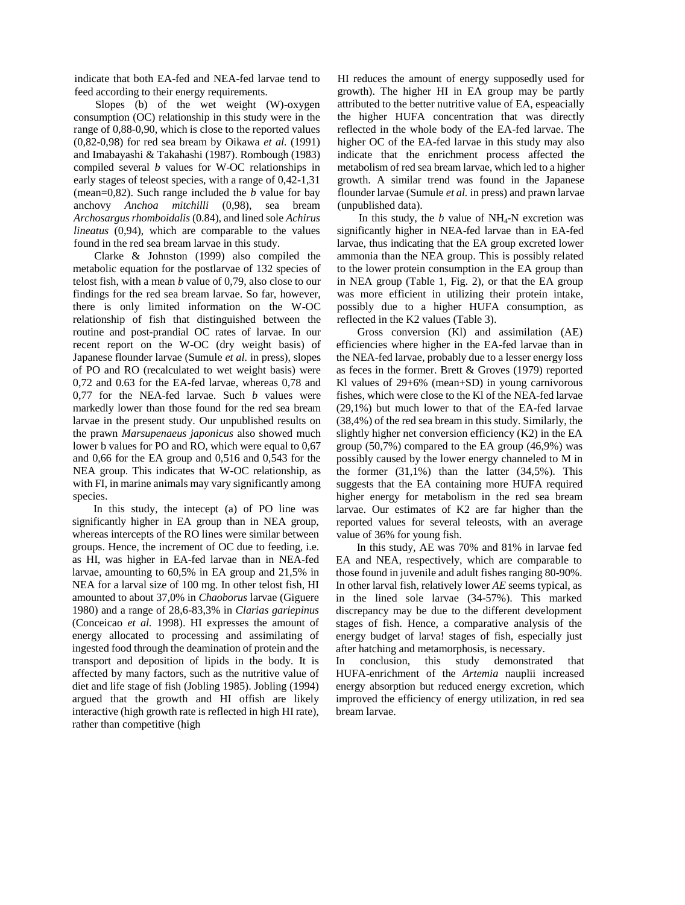indicate that both EA-fed and NEA-fed larvae tend to feed according to their energy requirements.

Slopes (b) of the wet weight (W)-oxygen consumption (OC) relationship in this study were in the range of 0,88-0,90, which is close to the reported values (0,82-0,98) for red sea bream by Oikawa *et al.* (1991) and Imabayashi & Takahashi (1987). Rombough (1983) compiled several *b* values for W-OC relationships in early stages of teleost species, with a range of 0,42-1,31 (mean=0,82). Such range included the *b* value for bay anchovy *Anchoa mitchilli* (0,98), sea bream *Archosargus rhomboidalis* (0.84), and lined sole *Achirus lineatus* (0,94), which are comparable to the values found in the red sea bream larvae in this study.

Clarke & Johnston (1999) also compiled the metabolic equation for the postlarvae of 132 species of telost fish, with a mean *b* value of 0,79, also close to our findings for the red sea bream larvae. So far, however, there is only limited information on the W-OC relationship of fish that distinguished between the routine and post-prandial OC rates of larvae. In our recent report on the W-OC (dry weight basis) of Japanese flounder larvae (Sumule *et al.* in press), slopes of PO and RO (recalculated to wet weight basis) were 0,72 and 0.63 for the EA-fed larvae, whereas 0,78 and 0,77 for the NEA-fed larvae. Such *b* values were markedly lower than those found for the red sea bream larvae in the present study. Our unpublished results on the prawn *Marsupenaeus japonicus* also showed much lower b values for PO and RO, which were equal to 0,67 and 0,66 for the EA group and 0,516 and 0,543 for the NEA group. This indicates that W-OC relationship, as with FI, in marine animals may vary significantly among species.

In this study, the intecept (a) of PO line was significantly higher in EA group than in NEA group, whereas intercepts of the RO lines were similar between groups. Hence, the increment of OC due to feeding, i.e. as HI, was higher in EA-fed larvae than in NEA-fed larvae, amounting to 60,5% in EA group and 21,5% in NEA for a larval size of 100 mg. In other telost fish, HI amounted to about 37,0% in *Chaoborus* larvae (Giguere 1980) and a range of 28,6-83,3% in *Clarias gariepinus* (Conceicao *et al.* 1998). HI expresses the amount of energy allocated to processing and assimilating of ingested food through the deamination of protein and the transport and deposition of lipids in the body. It is affected by many factors, such as the nutritive value of diet and life stage of fish (Jobling 1985). Jobling (1994) argued that the growth and HI offish are likely interactive (high growth rate is reflected in high HI rate), rather than competitive (high HI reduces the amount of energy supposedly used for growth). The higher HI in EA group may be partly attributed to the better nutritive value of EA, espeacially the higher HUFA concentration that was directly reflected in the whole body of the EA-fed larvae. The higher OC of the EA-fed larvae in this study may also indicate that the enrichment process affected the metabolism of red sea bream larvae, which led to a higher growth. A similar trend was found in the Japanese flounder larvae (Sumule *et al.* in press) and prawn larvae (unpublished data).

In this study, the *b* value of $NH_4$-N excretion was significantly higher in NEA-fed larvae than in EA-fed larvae, thus indicating that the EA group excreted lower ammonia than the NEA group. This is possibly related to the lower protein consumption in the EA group than in NEA group (Table 1, Fig. 2), or that the EA group was more efficient in utilizing their protein intake, possibly due to a higher HUFA consumption, as reflected in the K2 values (Table 3).

Gross conversion (Kl) and assimilation (AE) efficiencies where higher in the EA-fed larvae than in the NEA-fed larvae, probably due to a lesser energy loss as feces in the former. Brett & Groves (1979) reported Kl values of 29+6% (mean+SD) in young carnivorous fishes, which were close to the Kl of the NEA-fed larvae (29,1%) but much lower to that of the EA-fed larvae (38,4%) of the red sea bream in this study. Similarly, the slightly higher net conversion efficiency (K2) in the EA group (50,7%) compared to the EA group (46,9%) was possibly caused by the lower energy channeled to M in the former (31,1%) than the latter (34,5%). This suggests that the EA containing more HUFA required higher energy for metabolism in the red sea bream larvae. Our estimates of K2 are far higher than the reported values for several teleosts, with an average value of 36% for young fish.

In this study, AE was 70% and 81% in larvae fed EA and NEA, respectively, which are comparable to those found in juvenile and adult fishes ranging 80-90%. In other larval fish, relatively lower *AE* seems typical, as in the lined sole larvae (34-57%). This marked discrepancy may be due to the different development stages of fish. Hence, a comparative analysis of the energy budget of larva! stages of fish, especially just after hatching and metamorphosis, is necessary.

In conclusion, this study demonstrated that HUFA-enrichment of the *Artemia* nauplii increased energy absorption but reduced energy excretion, which improved the efficiency of energy utilization, in red sea bream larvae.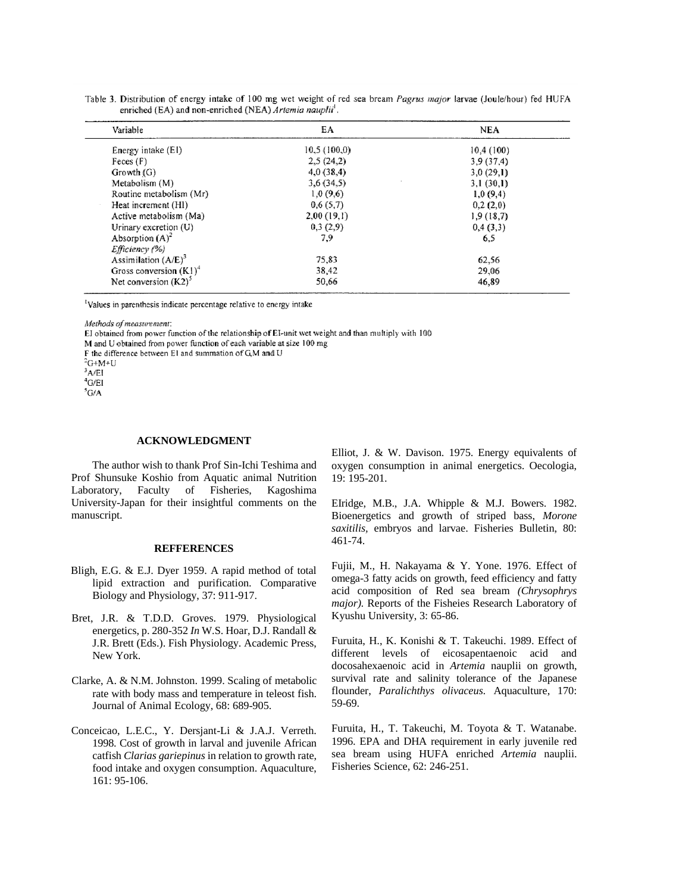Table 3. Distribution of energy intake of 100 mg wet weight of red sea bream *Pagrus major* larvae (Joule/hour) fed HUFA enriched (EA) and non-enriched (NEA) *Artemia nauplii*[1].

| Variable | EA | NEA |
|---|---|---|
| Energy intake (EI) | 10,5 (100,0) | 10,4 (100) |
| Feces (F) | 2,5 (24,2) | 3,9 (37,4) |
| Growth (G) | 4,0 (38,4) | 3,0 (29,1) |
| Metabolism (M) | 3,6 (34,5) | 3,1 (30,1) |
| Routine metabolism (Mr) | 1,0 (9,6) | 1,0 (9,4) |
| Heat increment (HI) | 0,6 (5,7) | 0,2 (2,0) |
| Active metabolism (Ma) | 2,00 (19,1) | 1,9 (18,7) |
| Urinary excretion (U) | 0,3 (2,9) | 0,4 (3,3) |
| Absorption (A)[2] | 7,9 | 6,5 |
| *Efficiency (%)* | | |
| Assimilation (A/E)[3] | 75,83 | 62,56 |
| Gross conversion (K1)[4] | 38,42 | 29,06 |
| Net conversion (K2)[5] | 50,66 | 46,89 |

[1]Values in parenthesis indicate percentage relative to energy intake

*Methods of measurement*:
EI obtained from power function of the relationship of EI-unit wet weight and than multiply with 100
M and U obtained from power function of each variable at size 100 mg
F the difference between EI and summation of G,M and U
[2]G+M+U
[3]A/EI
[4]G/EI
[5]G/A

## ACKNOWLEDGMENT

The author wish to thank Prof Sin-Ichi Teshima and Prof Shunsuke Koshio from Aquatic animal Nutrition Laboratory, Faculty of Fisheries, Kagoshima University-Japan for their insightful comments on the manuscript.

## REFFERENCES

Bligh, E.G. & E.J. Dyer 1959. A rapid method of total lipid extraction and purification. Comparative Biology and Physiology, 37: 911-917.

Bret, J.R. & T.D.D. Groves. 1979. Physiological energetics, p. 280-352 *In* W.S. Hoar, D.J. Randall & J.R. Brett (Eds.). Fish Physiology. Academic Press, New York.

Clarke, A. & N.M. Johnston. 1999. Scaling of metabolic rate with body mass and temperature in teleost fish. Journal of Animal Ecology, 68: 689-905.

Conceicao, L.E.C., Y. Dersjant-Li & J.A.J. Verreth. 1998. Cost of growth in larval and juvenile African catfish *Clarias gariepinus* in relation to growth rate, food intake and oxygen consumption. Aquaculture, 161: 95-106.

Elliot, J. & W. Davison. 1975. Energy equivalents of oxygen consumption in animal energetics. Oecologia, 19: 195-201.

EIridge, M.B., J.A. Whipple & M.J. Bowers. 1982. Bioenergetics and growth of striped bass, *Morone saxitilis,* embryos and larvae. Fisheries Bulletin, 80: 461-74.

Fujii, M., H. Nakayama & Y. Yone. 1976. Effect of omega-3 fatty acids on growth, feed efficiency and fatty acid composition of Red sea bream *(Chrysophrys major).* Reports of the Fisheies Research Laboratory of Kyushu University, 3: 65-86.

Furuita, H., K. Konishi & T. Takeuchi. 1989. Effect of different levels of eicosapentaenoic acid and docosahexaenoic acid in *Artemia* nauplii on growth, survival rate and salinity tolerance of the Japanese flounder, *Paralichthys olivaceus.* Aquaculture, 170: 59-69.

Furuita, H., T. Takeuchi, M. Toyota & T. Watanabe. 1996. EPA and DHA requirement in early juvenile red sea bream using HUFA enriched *Artemia* nauplii. Fisheries Science, 62: 246-251.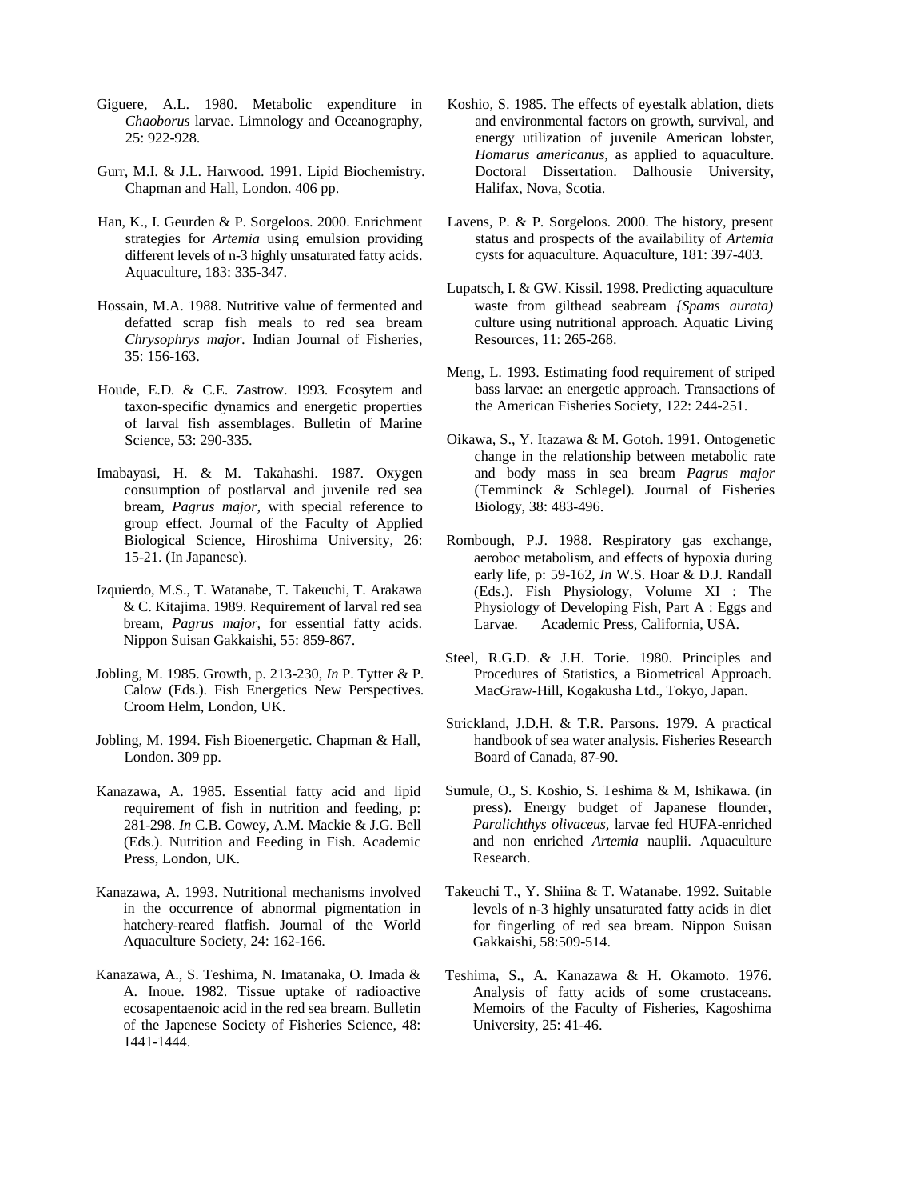Giguere, A.L. 1980. Metabolic expenditure in *Chaoborus* larvae. Limnology and Oceanography, 25: 922-928.

Gurr, M.I. & J.L. Harwood. 1991. Lipid Biochemistry. Chapman and Hall, London. 406 pp.

Han, K., I. Geurden & P. Sorgeloos. 2000. Enrichment strategies for *Artemia* using emulsion providing different levels of n-3 highly unsaturated fatty acids. Aquaculture, 183: 335-347.

Hossain, M.A. 1988. Nutritive value of fermented and defatted scrap fish meals to red sea bream *Chrysophrys major*. Indian Journal of Fisheries, 35: 156-163.

Houde, E.D. & C.E. Zastrow. 1993. Ecosytem and taxon-specific dynamics and energetic properties of larval fish assemblages. Bulletin of Marine Science, 53: 290-335.

Imabayasi, H. & M. Takahashi. 1987. Oxygen consumption of postlarval and juvenile red sea bream, *Pagrus major*, with special reference to group effect. Journal of the Faculty of Applied Biological Science, Hiroshima University, 26: 15-21. (In Japanese).

Izquierdo, M.S., T. Watanabe, T. Takeuchi, T. Arakawa & C. Kitajima. 1989. Requirement of larval red sea bream, *Pagrus major*, for essential fatty acids. Nippon Suisan Gakkaishi, 55: 859-867.

Jobling, M. 1985. Growth, p. 213-230, *In* P. Tytter & P. Calow (Eds.). Fish Energetics New Perspectives. Croom Helm, London, UK.

Jobling, M. 1994. Fish Bioenergetic. Chapman & Hall, London. 309 pp.

Kanazawa, A. 1985. Essential fatty acid and lipid requirement of fish in nutrition and feeding, p: 281-298. *In* C.B. Cowey, A.M. Mackie & J.G. Bell (Eds.). Nutrition and Feeding in Fish. Academic Press, London, UK.

Kanazawa, A. 1993. Nutritional mechanisms involved in the occurrence of abnormal pigmentation in hatchery-reared flatfish. Journal of the World Aquaculture Society, 24: 162-166.

Kanazawa, A., S. Teshima, N. Imatanaka, O. Imada & A. Inoue. 1982. Tissue uptake of radioactive ecosapentaenoic acid in the red sea bream. Bulletin of the Japenese Society of Fisheries Science, 48: 1441-1444.

Koshio, S. 1985. The effects of eyestalk ablation, diets and environmental factors on growth, survival, and energy utilization of juvenile American lobster, *Homarus americanus*, as applied to aquaculture. Doctoral Dissertation. Dalhousie University, Halifax, Nova, Scotia.

Lavens, P. & P. Sorgeloos. 2000. The history, present status and prospects of the availability of *Artemia* cysts for aquaculture. Aquaculture, 181: 397-403.

Lupatsch, I. & GW. Kissil. 1998. Predicting aquaculture waste from gilthead seabream *{Spams aurata)* culture using nutritional approach. Aquatic Living Resources, 11: 265-268.

Meng, L. 1993. Estimating food requirement of striped bass larvae: an energetic approach. Transactions of the American Fisheries Society, 122: 244-251.

Oikawa, S., Y. Itazawa & M. Gotoh. 1991. Ontogenetic change in the relationship between metabolic rate and body mass in sea bream *Pagrus major* (Temminck & Schlegel). Journal of Fisheries Biology, 38: 483-496.

Rombough, P.J. 1988. Respiratory gas exchange, aeroboc metabolism, and effects of hypoxia during early life, p: 59-162, *In* W.S. Hoar & D.J. Randall (Eds.). Fish Physiology, Volume XI : The Physiology of Developing Fish, Part A : Eggs and Larvae. Academic Press, California, USA.

Steel, R.G.D. & J.H. Torie. 1980. Principles and Procedures of Statistics, a Biometrical Approach. MacGraw-Hill, Kogakusha Ltd., Tokyo, Japan.

Strickland, J.D.H. & T.R. Parsons. 1979. A practical handbook of sea water analysis. Fisheries Research Board of Canada, 87-90.

Sumule, O., S. Koshio, S. Teshima & M, Ishikawa. (in press). Energy budget of Japanese flounder, *Paralichthys olivaceus*, larvae fed HUFA-enriched and non enriched *Artemia* nauplii. Aquaculture Research.

Takeuchi T., Y. Shiina & T. Watanabe. 1992. Suitable levels of n-3 highly unsaturated fatty acids in diet for fingerling of red sea bream. Nippon Suisan Gakkaishi, 58:509-514.

Teshima, S., A. Kanazawa & H. Okamoto. 1976. Analysis of fatty acids of some crustaceans. Memoirs of the Faculty of Fisheries, Kagoshima University, 25: 41-46.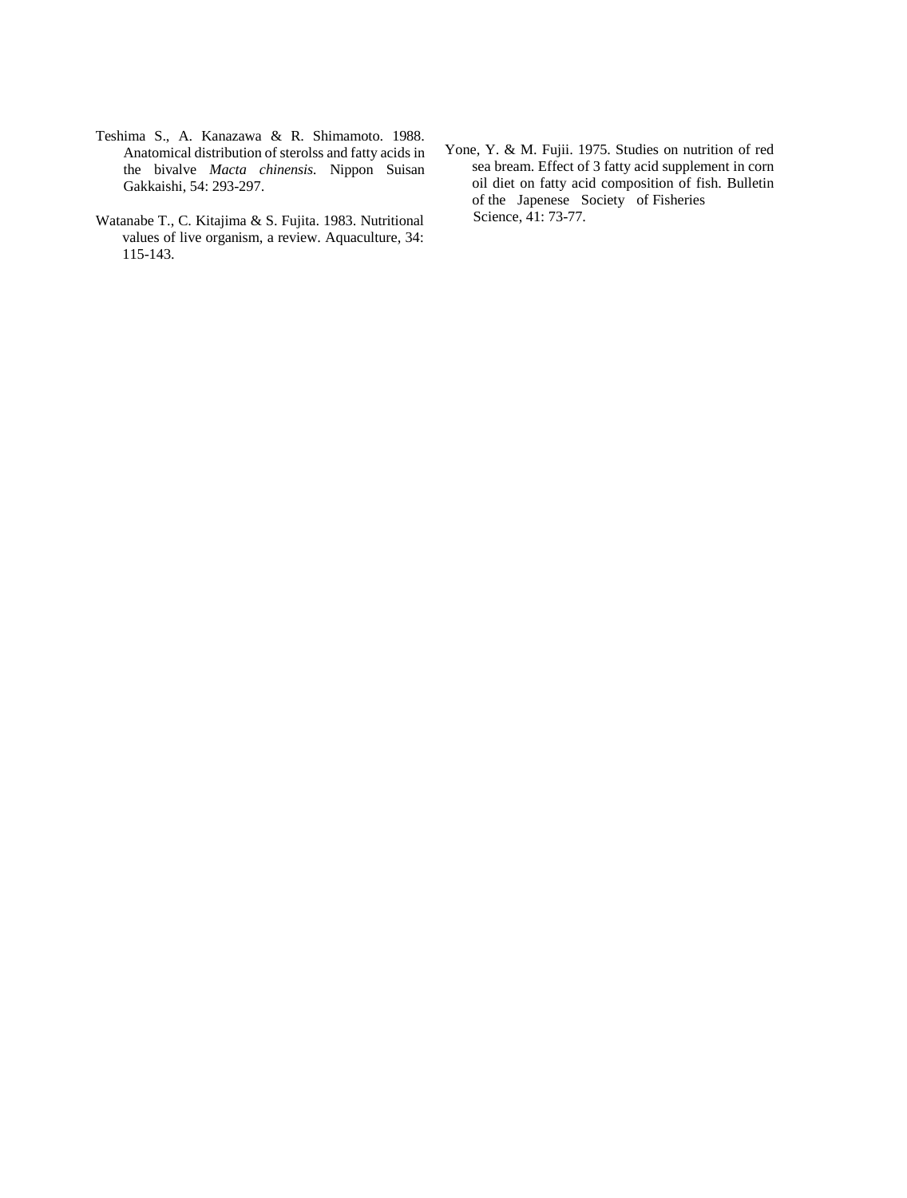Teshima S., A. Kanazawa & R. Shimamoto. 1988. Anatomical distribution of sterolss and fatty acids in the bivalve *Macta chinensis*. Nippon Suisan Gakkaishi, 54: 293-297.

Watanabe T., C. Kitajima & S. Fujita. 1983. Nutritional values of live organism, a review. Aquaculture, 34: 115-143.

Yone, Y. & M. Fujii. 1975. Studies on nutrition of red sea bream. Effect of 3 fatty acid supplement in corn oil diet on fatty acid composition of fish. Bulletin of the Japenese Society of Fisheries Science, 41: 73-77.